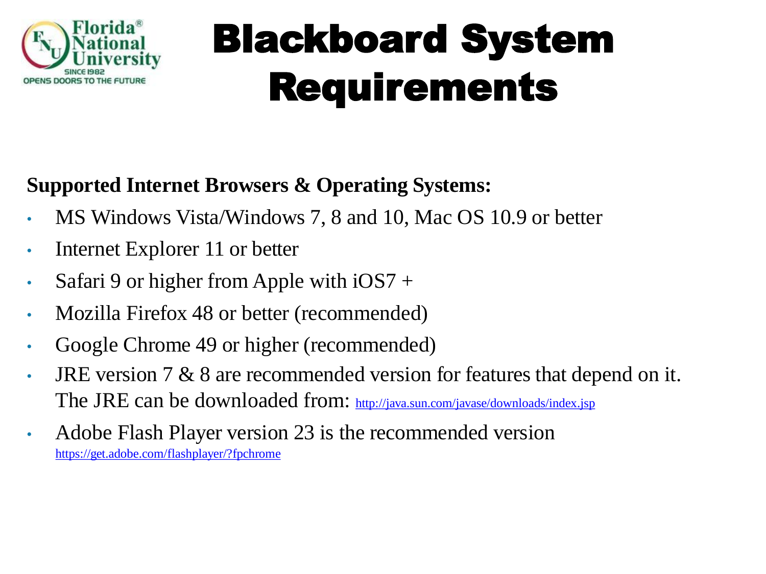# Blackboard System Requirements

**Supported Internet Browsers & Operating Systems:**

- MS Windows Vista/Windows 7, 8 and 10, Mac OS 10.9 or better
- Internet Explorer 11 or better
- Safari 9 or higher from Apple with iOS7 +
- Mozilla Firefox 48 or better (recommended)
- Google Chrome 49 or higher (recommended)
- JRE version 7 & 8 are recommended version for features that depend on it. The JRE can be downloaded from: http://java.sun.com/javase/downloads/index.jsp
- Adobe Flash Player version 23 is the recommended version https://get.adobe.com/flashplayer/?fpchrome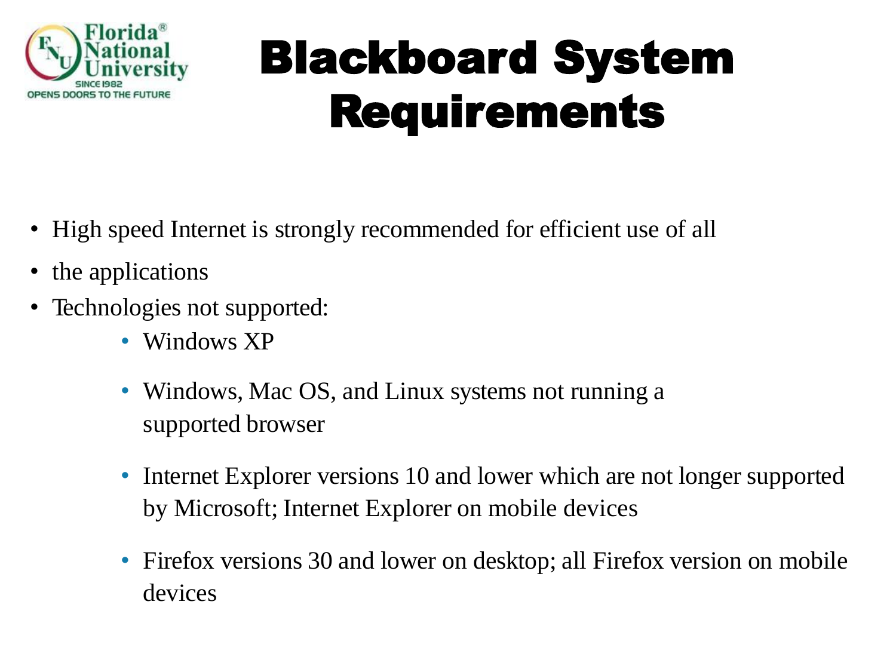# Blackboard System Requirements

- High speed Internet is strongly recommended for efficient use of all
- the applications
- Technologies not supported:
  - Windows XP
  - Windows, Mac OS, and Linux systems not running a supported browser
  - Internet Explorer versions 10 and lower which are not longer supported by Microsoft; Internet Explorer on mobile devices
  - Firefox versions 30 and lower on desktop; all Firefox version on mobile devices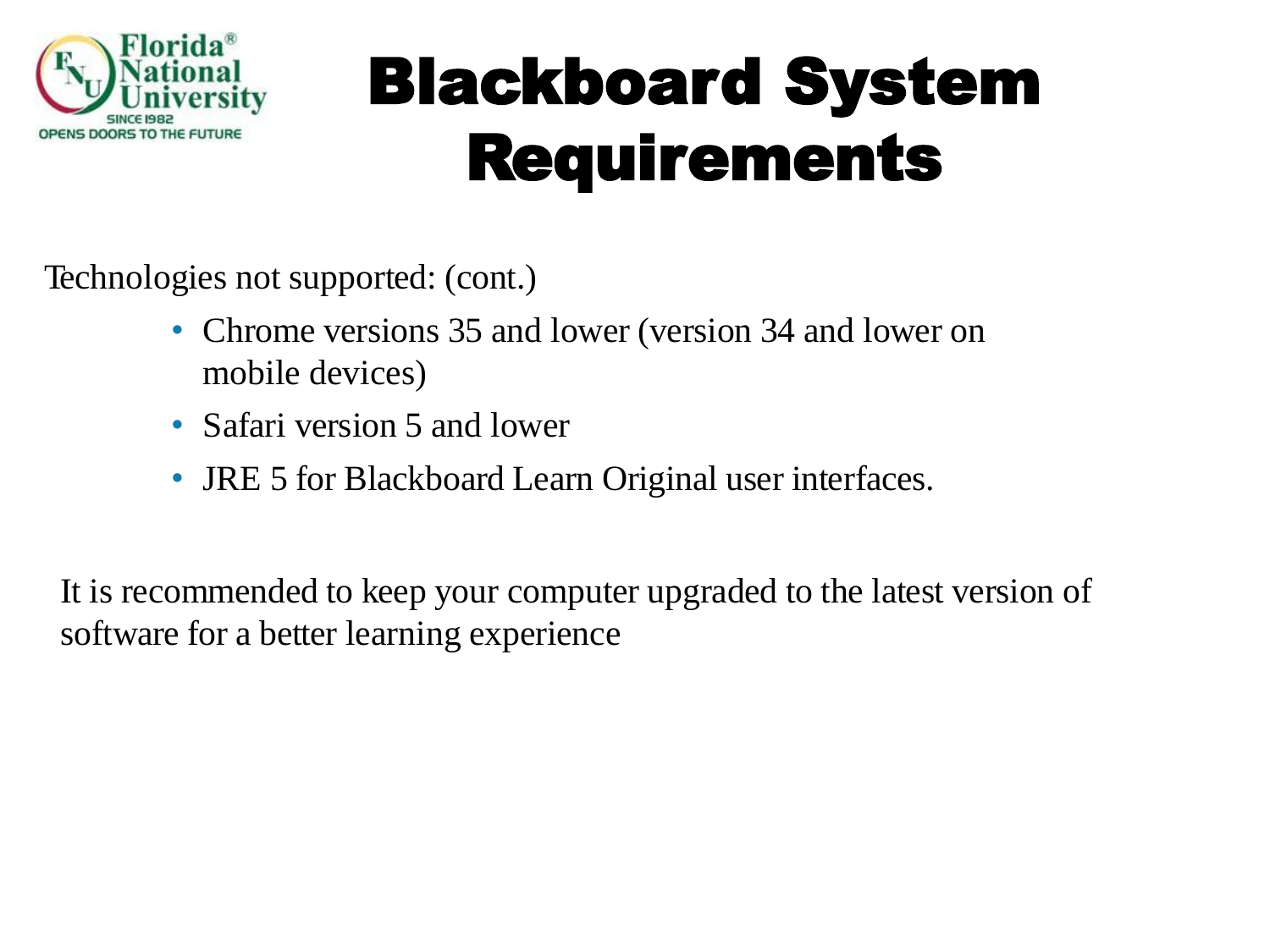# Blackboard System Requirements

Technologies not supported: (cont.)

- Chrome versions 35 and lower (version 34 and lower on mobile devices)
- Safari version 5 and lower
- JRE 5 for Blackboard Learn Original user interfaces.

It is recommended to keep your computer upgraded to the latest version of software for a better learning experience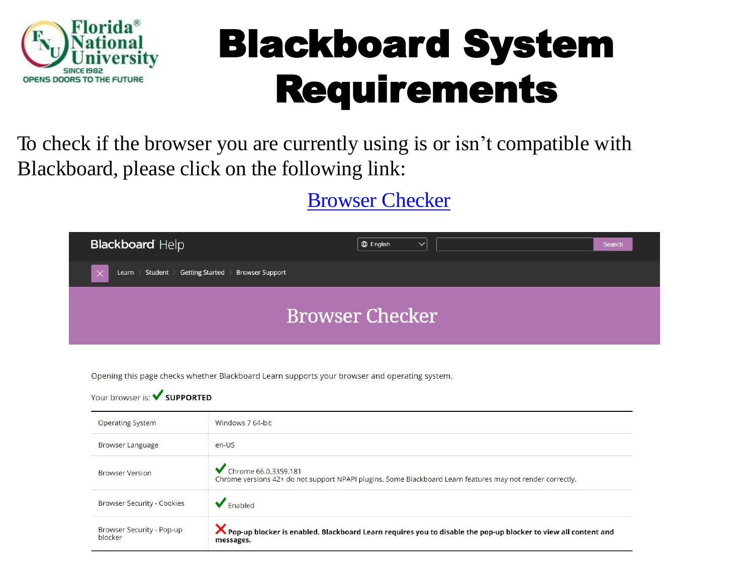Florida National University
SINCE 1982
OPENS DOORS TO THE FUTURE

# Blackboard System Requirements

To check if the browser you are currently using is or isn't compatible with Blackboard, please click on the following link:

Browser Checker

Blackboard Help

English

Search

Learn › Student › Getting Started › Browser Support

## Browser Checker

Opening this page checks whether Blackboard Learn supports your browser and operating system.

Your browser is: ✔ **SUPPORTED**

| | |
|---|---|
| Operating System | Windows 7 64-bit |
| Browser Language | en-US |
| Browser Version | ✔ Chrome 66.0.3359.181<br>Chrome versions 42+ do not support NPAPI plugins. Some Blackboard Learn features may not render correctly. |
| Browser Security - Cookies | ✔ Enabled |
| Browser Security - Pop-up blocker | ✘ **Pop-up blocker is enabled. Blackboard Learn requires you to disable the pop-up blocker to view all content and messages.** |